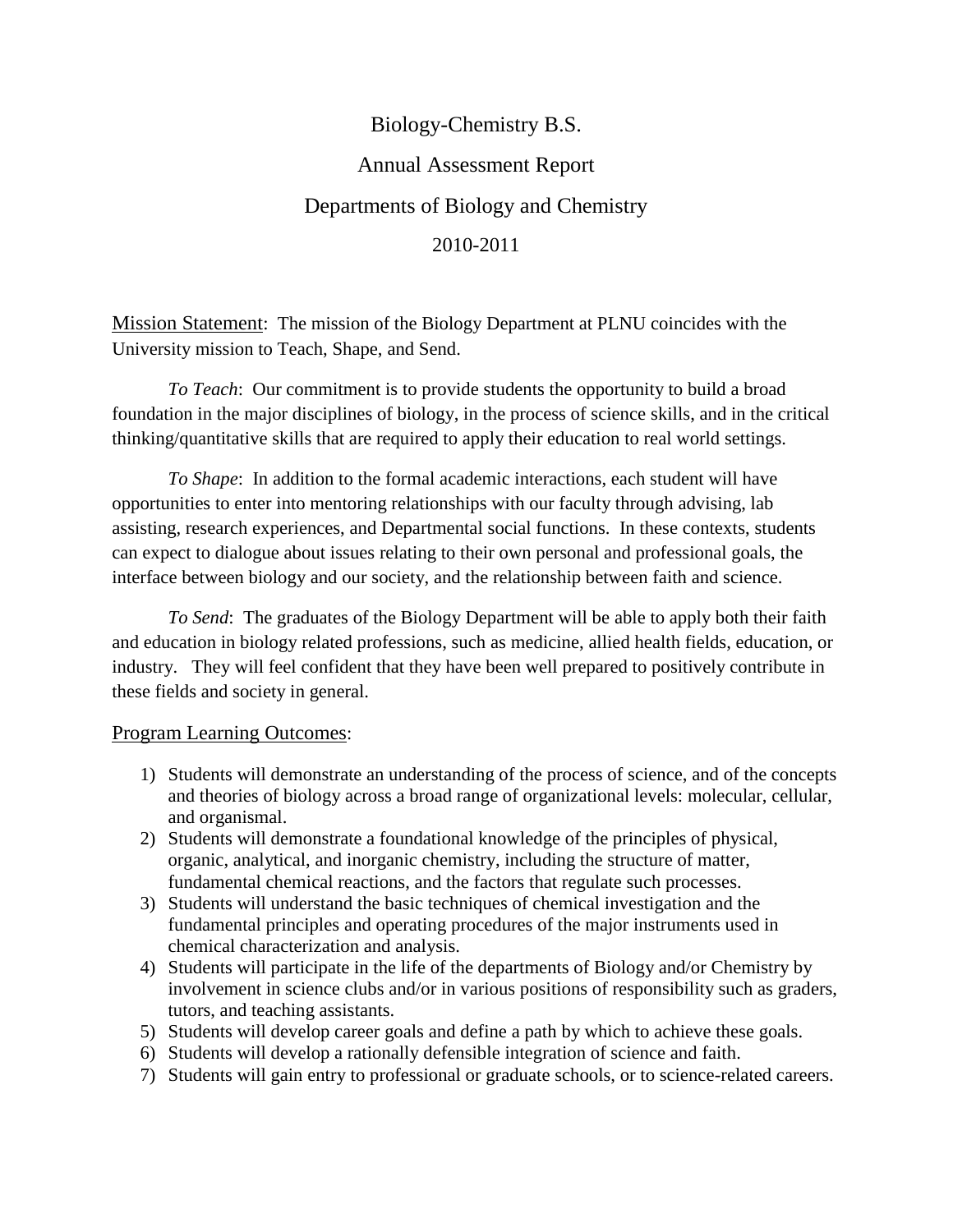# Biology-Chemistry B.S.

## Annual Assessment Report

## Departments of Biology and Chemistry

## 2010-2011

Mission Statement: The mission of the Biology Department at PLNU coincides with the University mission to Teach, Shape, and Send.

*To Teach*: Our commitment is to provide students the opportunity to build a broad foundation in the major disciplines of biology, in the process of science skills, and in the critical thinking/quantitative skills that are required to apply their education to real world settings.

*To Shape*: In addition to the formal academic interactions, each student will have opportunities to enter into mentoring relationships with our faculty through advising, lab assisting, research experiences, and Departmental social functions. In these contexts, students can expect to dialogue about issues relating to their own personal and professional goals, the interface between biology and our society, and the relationship between faith and science.

*To Send*: The graduates of the Biology Department will be able to apply both their faith and education in biology related professions, such as medicine, allied health fields, education, or industry. They will feel confident that they have been well prepared to positively contribute in these fields and society in general.

Program Learning Outcomes:

1) Students will demonstrate an understanding of the process of science, and of the concepts and theories of biology across a broad range of organizational levels: molecular, cellular, and organismal.
2) Students will demonstrate a foundational knowledge of the principles of physical, organic, analytical, and inorganic chemistry, including the structure of matter, fundamental chemical reactions, and the factors that regulate such processes.
3) Students will understand the basic techniques of chemical investigation and the fundamental principles and operating procedures of the major instruments used in chemical characterization and analysis.
4) Students will participate in the life of the departments of Biology and/or Chemistry by involvement in science clubs and/or in various positions of responsibility such as graders, tutors, and teaching assistants.
5) Students will develop career goals and define a path by which to achieve these goals.
6) Students will develop a rationally defensible integration of science and faith.
7) Students will gain entry to professional or graduate schools, or to science-related careers.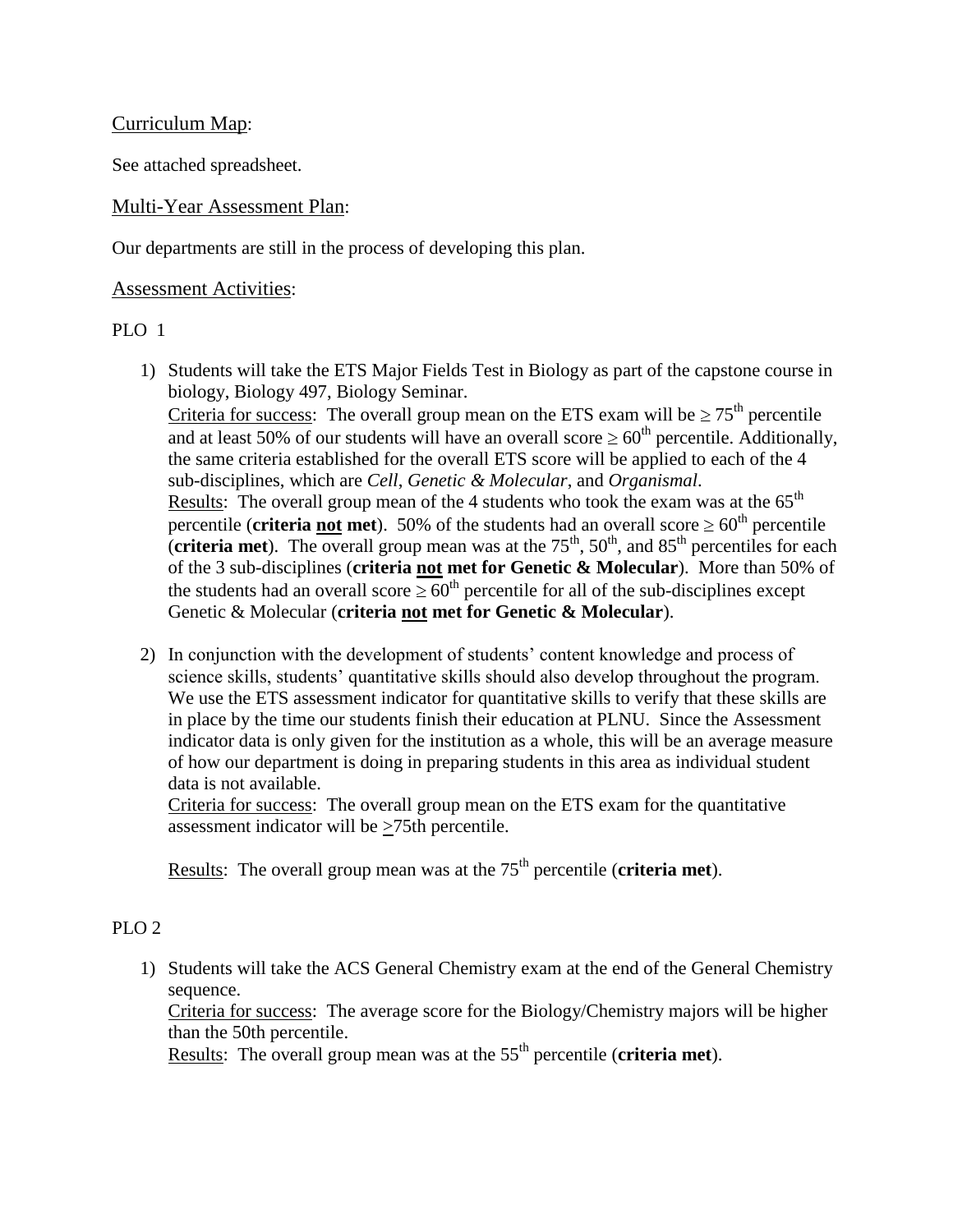## Curriculum Map:

See attached spreadsheet.

## Multi-Year Assessment Plan:

Our departments are still in the process of developing this plan.

## Assessment Activities:

PLO 1

1) Students will take the ETS Major Fields Test in Biology as part of the capstone course in biology, Biology 497, Biology Seminar.
   Criteria for success: The overall group mean on the ETS exam will be $\geq 75^{th}$ percentile and at least 50% of our students will have an overall score $\geq 60^{th}$ percentile. Additionally, the same criteria established for the overall ETS score will be applied to each of the 4 sub-disciplines, which are *Cell*, *Genetic & Molecular*, and *Organismal*.
   Results: The overall group mean of the 4 students who took the exam was at the $65^{th}$ percentile (**criteria not met**). 50% of the students had an overall score $\geq 60^{th}$ percentile (**criteria met**). The overall group mean was at the $75^{th}$, $50^{th}$, and $85^{th}$ percentiles for each of the 3 sub-disciplines (**criteria not met for Genetic & Molecular**). More than 50% of the students had an overall score $\geq 60^{th}$ percentile for all of the sub-disciplines except Genetic & Molecular (**criteria not met for Genetic & Molecular**).

2) In conjunction with the development of students' content knowledge and process of science skills, students' quantitative skills should also develop throughout the program. We use the ETS assessment indicator for quantitative skills to verify that these skills are in place by the time our students finish their education at PLNU. Since the Assessment indicator data is only given for the institution as a whole, this will be an average measure of how our department is doing in preparing students in this area as individual student data is not available.
   Criteria for success: The overall group mean on the ETS exam for the quantitative assessment indicator will be $\geq$75th percentile.

   Results: The overall group mean was at the $75^{th}$ percentile (**criteria met**).

PLO 2

1) Students will take the ACS General Chemistry exam at the end of the General Chemistry sequence.
   Criteria for success: The average score for the Biology/Chemistry majors will be higher than the 50th percentile.
   Results: The overall group mean was at the $55^{th}$ percentile (**criteria met**).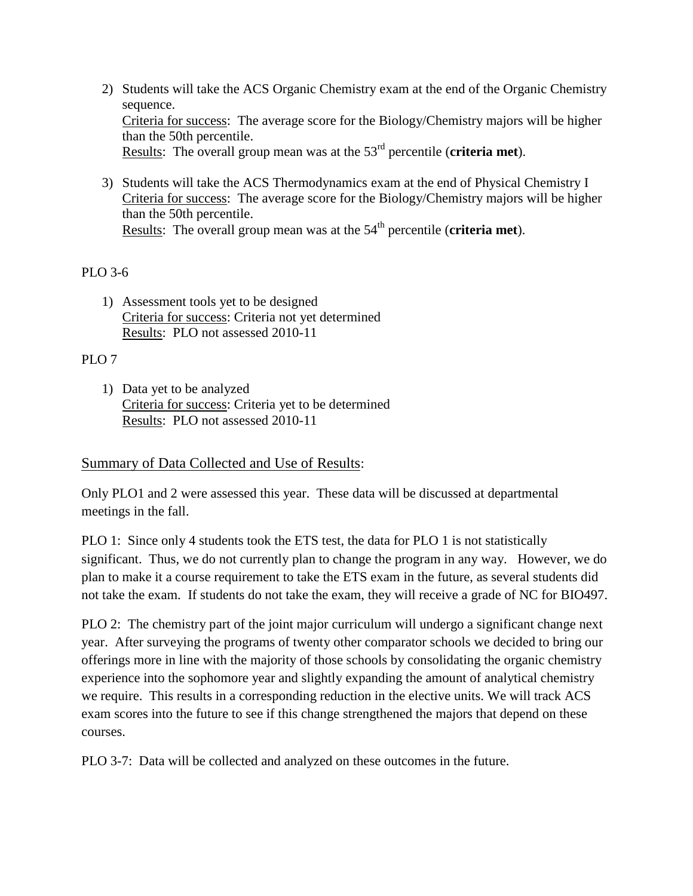2) Students will take the ACS Organic Chemistry exam at the end of the Organic Chemistry sequence.
   Criteria for success: The average score for the Biology/Chemistry majors will be higher than the 50th percentile.
   Results: The overall group mean was at the 53rd percentile (**criteria met**).

3) Students will take the ACS Thermodynamics exam at the end of Physical Chemistry I
   Criteria for success: The average score for the Biology/Chemistry majors will be higher than the 50th percentile.
   Results: The overall group mean was at the 54th percentile (**criteria met**).

PLO 3-6

1) Assessment tools yet to be designed
   Criteria for success: Criteria not yet determined
   Results: PLO not assessed 2010-11

PLO 7

1) Data yet to be analyzed
   Criteria for success: Criteria yet to be determined
   Results: PLO not assessed 2010-11

Summary of Data Collected and Use of Results:

Only PLO1 and 2 were assessed this year. These data will be discussed at departmental meetings in the fall.

PLO 1: Since only 4 students took the ETS test, the data for PLO 1 is not statistically significant. Thus, we do not currently plan to change the program in any way. However, we do plan to make it a course requirement to take the ETS exam in the future, as several students did not take the exam. If students do not take the exam, they will receive a grade of NC for BIO497.

PLO 2: The chemistry part of the joint major curriculum will undergo a significant change next year. After surveying the programs of twenty other comparator schools we decided to bring our offerings more in line with the majority of those schools by consolidating the organic chemistry experience into the sophomore year and slightly expanding the amount of analytical chemistry we require. This results in a corresponding reduction in the elective units. We will track ACS exam scores into the future to see if this change strengthened the majors that depend on these courses.

PLO 3-7: Data will be collected and analyzed on these outcomes in the future.